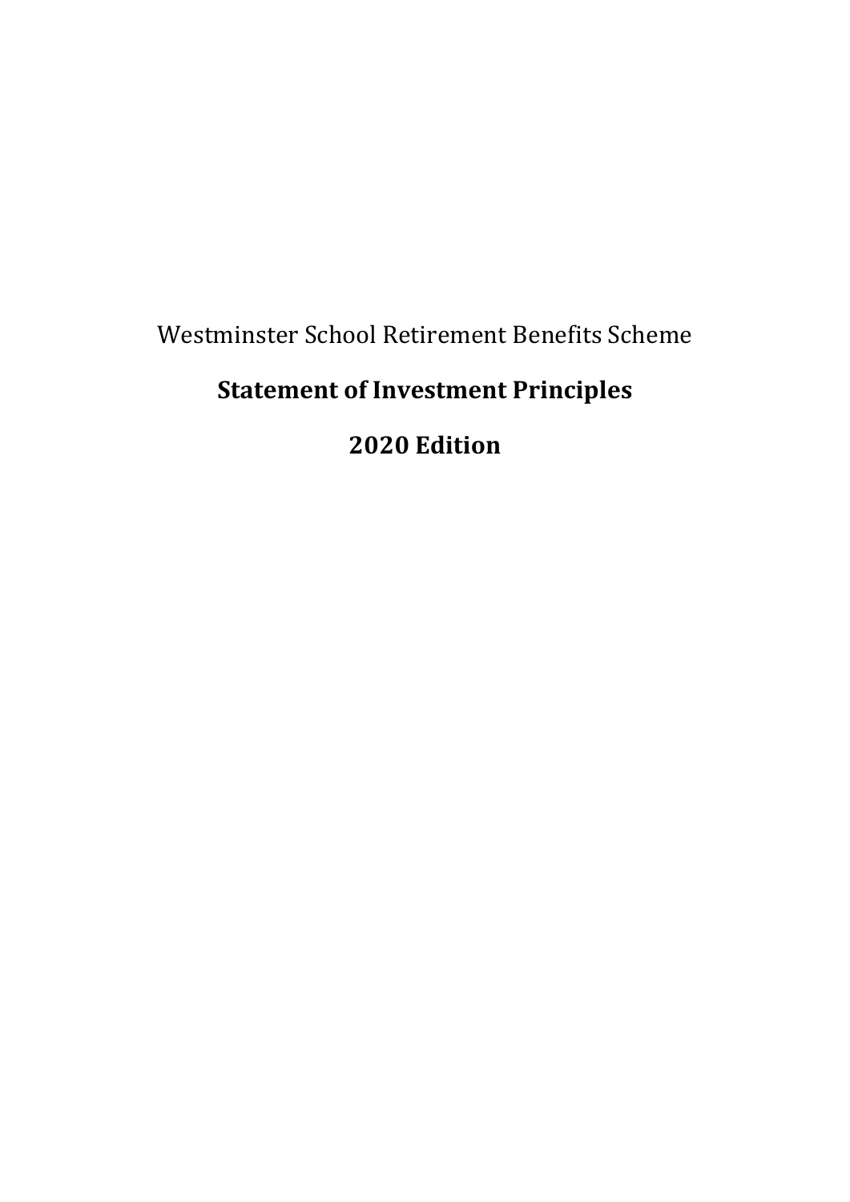Westminster School Retirement Benefits Scheme

# Statement of Investment Principles

# 2020 Edition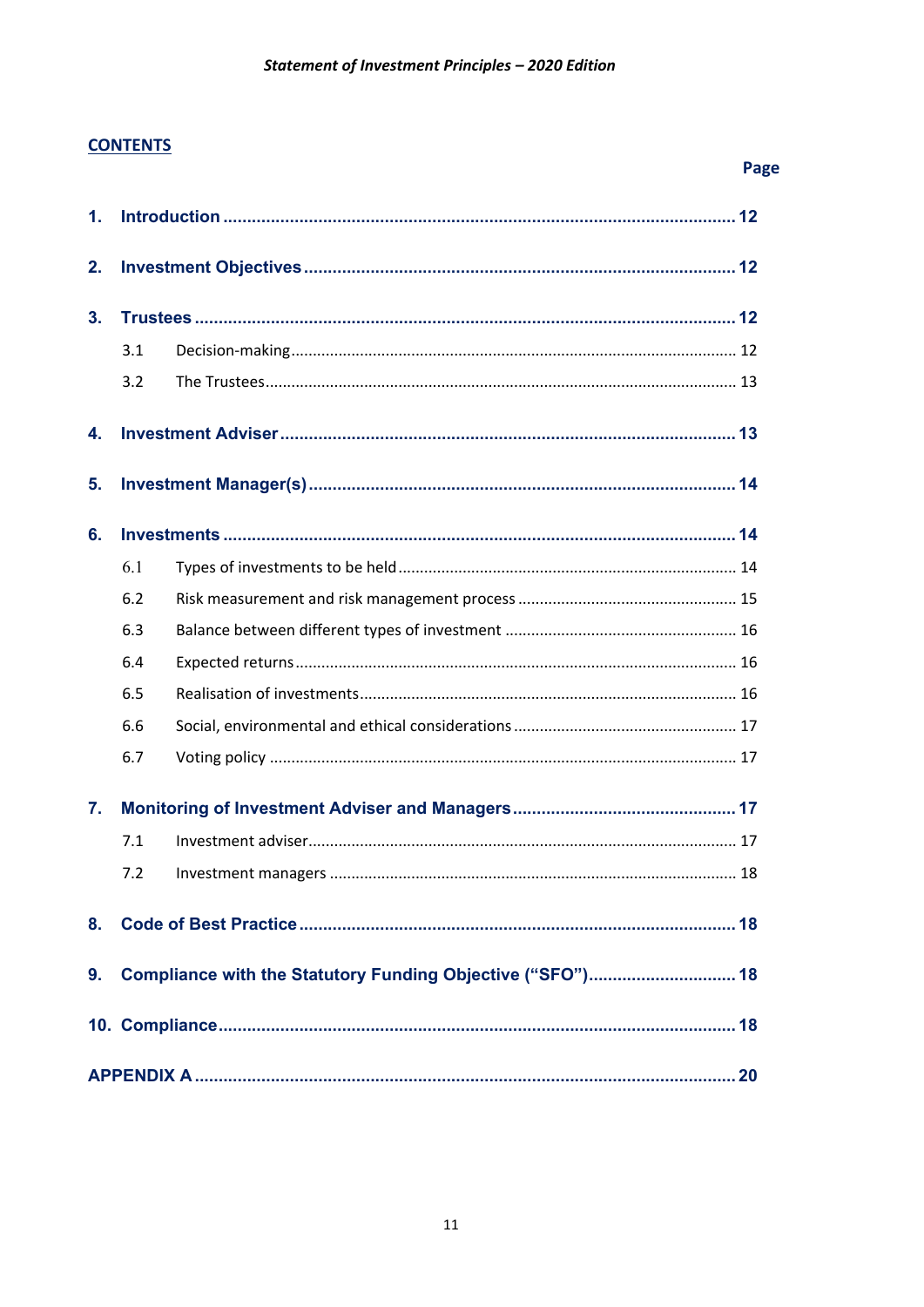**CONTENTS**

| | | Page |
|---|---|---|
| **1.** | **Introduction** | **12** |
| **2.** | **Investment Objectives** | **12** |
| **3.** | **Trustees** | **12** |
| 3.1 | Decision-making | 12 |
| 3.2 | The Trustees | 13 |
| **4.** | **Investment Adviser** | **13** |
| **5.** | **Investment Manager(s)** | **14** |
| **6.** | **Investments** | **14** |
| 6.1 | Types of investments to be held | 14 |
| 6.2 | Risk measurement and risk management process | 15 |
| 6.3 | Balance between different types of investment | 16 |
| 6.4 | Expected returns | 16 |
| 6.5 | Realisation of investments | 16 |
| 6.6 | Social, environmental and ethical considerations | 17 |
| 6.7 | Voting policy | 17 |
| **7.** | **Monitoring of Investment Adviser and Managers** | **17** |
| 7.1 | Investment adviser | 17 |
| 7.2 | Investment managers | 18 |
| **8.** | **Code of Best Practice** | **18** |
| **9.** | **Compliance with the Statutory Funding Objective ("SFO")** | **18** |
| **10.** | **Compliance** | **18** |
| **APPENDIX A** | | **20** |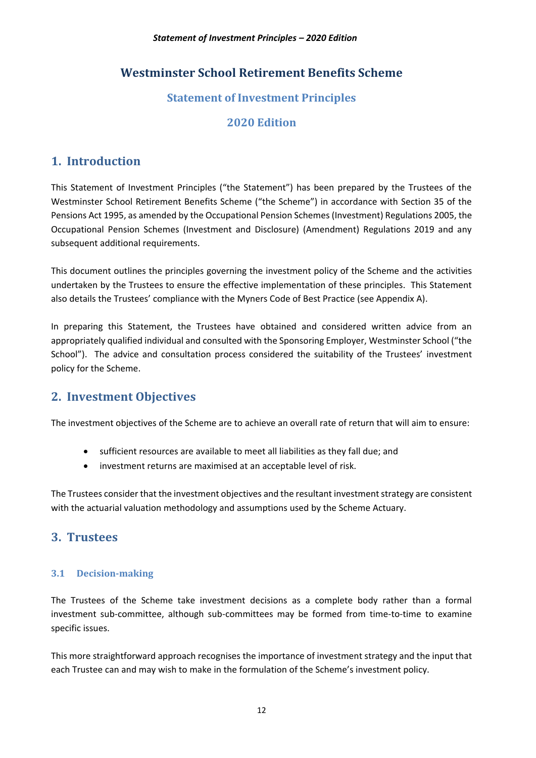# Westminster School Retirement Benefits Scheme

## Statement of Investment Principles

## 2020 Edition

## 1. Introduction

This Statement of Investment Principles ("the Statement") has been prepared by the Trustees of the Westminster School Retirement Benefits Scheme ("the Scheme") in accordance with Section 35 of the Pensions Act 1995, as amended by the Occupational Pension Schemes (Investment) Regulations 2005, the Occupational Pension Schemes (Investment and Disclosure) (Amendment) Regulations 2019 and any subsequent additional requirements.

This document outlines the principles governing the investment policy of the Scheme and the activities undertaken by the Trustees to ensure the effective implementation of these principles. This Statement also details the Trustees' compliance with the Myners Code of Best Practice (see Appendix A).

In preparing this Statement, the Trustees have obtained and considered written advice from an appropriately qualified individual and consulted with the Sponsoring Employer, Westminster School ("the School"). The advice and consultation process considered the suitability of the Trustees' investment policy for the Scheme.

## 2. Investment Objectives

The investment objectives of the Scheme are to achieve an overall rate of return that will aim to ensure:

- sufficient resources are available to meet all liabilities as they fall due; and
- investment returns are maximised at an acceptable level of risk.

The Trustees consider that the investment objectives and the resultant investment strategy are consistent with the actuarial valuation methodology and assumptions used by the Scheme Actuary.

## 3. Trustees

### 3.1 Decision-making

The Trustees of the Scheme take investment decisions as a complete body rather than a formal investment sub-committee, although sub-committees may be formed from time-to-time to examine specific issues.

This more straightforward approach recognises the importance of investment strategy and the input that each Trustee can and may wish to make in the formulation of the Scheme's investment policy.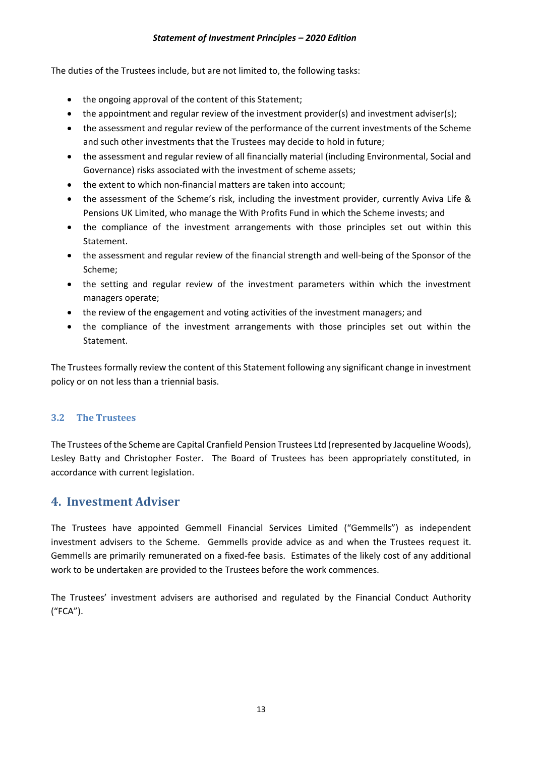The duties of the Trustees include, but are not limited to, the following tasks:

- the ongoing approval of the content of this Statement;
- the appointment and regular review of the investment provider(s) and investment adviser(s);
- the assessment and regular review of the performance of the current investments of the Scheme and such other investments that the Trustees may decide to hold in future;
- the assessment and regular review of all financially material (including Environmental, Social and Governance) risks associated with the investment of scheme assets;
- the extent to which non-financial matters are taken into account;
- the assessment of the Scheme's risk, including the investment provider, currently Aviva Life & Pensions UK Limited, who manage the With Profits Fund in which the Scheme invests; and
- the compliance of the investment arrangements with those principles set out within this Statement.
- the assessment and regular review of the financial strength and well-being of the Sponsor of the Scheme;
- the setting and regular review of the investment parameters within which the investment managers operate;
- the review of the engagement and voting activities of the investment managers; and
- the compliance of the investment arrangements with those principles set out within the Statement.

The Trustees formally review the content of this Statement following any significant change in investment policy or on not less than a triennial basis.

### 3.2 The Trustees

The Trustees of the Scheme are Capital Cranfield Pension Trustees Ltd (represented by Jacqueline Woods), Lesley Batty and Christopher Foster. The Board of Trustees has been appropriately constituted, in accordance with current legislation.

## 4. Investment Adviser

The Trustees have appointed Gemmell Financial Services Limited ("Gemmells") as independent investment advisers to the Scheme. Gemmells provide advice as and when the Trustees request it. Gemmells are primarily remunerated on a fixed-fee basis. Estimates of the likely cost of any additional work to be undertaken are provided to the Trustees before the work commences.

The Trustees' investment advisers are authorised and regulated by the Financial Conduct Authority ("FCA").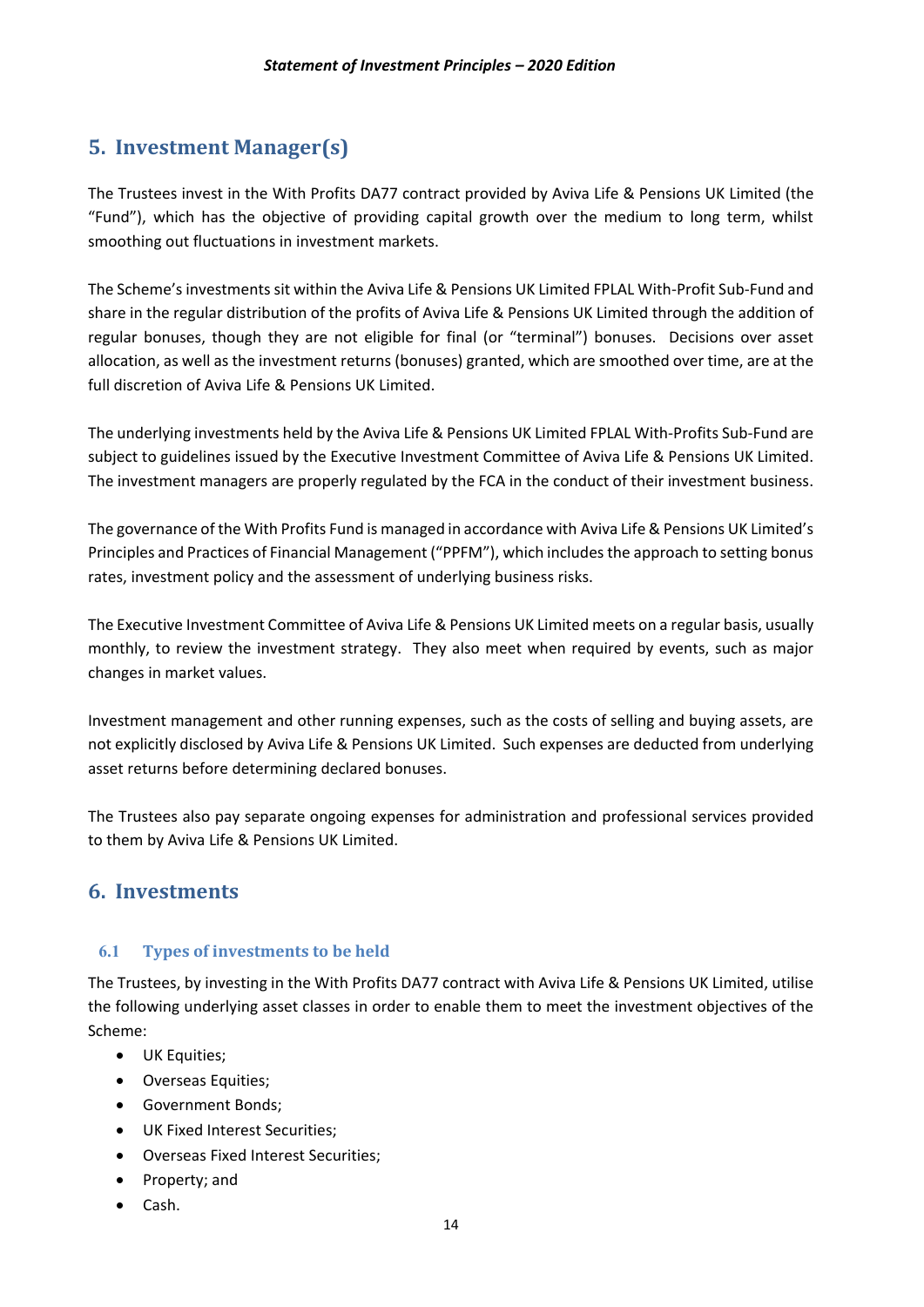## 5. Investment Manager(s)

The Trustees invest in the With Profits DA77 contract provided by Aviva Life & Pensions UK Limited (the "Fund"), which has the objective of providing capital growth over the medium to long term, whilst smoothing out fluctuations in investment markets.

The Scheme's investments sit within the Aviva Life & Pensions UK Limited FPLAL With-Profit Sub-Fund and share in the regular distribution of the profits of Aviva Life & Pensions UK Limited through the addition of regular bonuses, though they are not eligible for final (or "terminal") bonuses. Decisions over asset allocation, as well as the investment returns (bonuses) granted, which are smoothed over time, are at the full discretion of Aviva Life & Pensions UK Limited.

The underlying investments held by the Aviva Life & Pensions UK Limited FPLAL With-Profits Sub-Fund are subject to guidelines issued by the Executive Investment Committee of Aviva Life & Pensions UK Limited. The investment managers are properly regulated by the FCA in the conduct of their investment business.

The governance of the With Profits Fund is managed in accordance with Aviva Life & Pensions UK Limited's Principles and Practices of Financial Management ("PPFM"), which includes the approach to setting bonus rates, investment policy and the assessment of underlying business risks.

The Executive Investment Committee of Aviva Life & Pensions UK Limited meets on a regular basis, usually monthly, to review the investment strategy. They also meet when required by events, such as major changes in market values.

Investment management and other running expenses, such as the costs of selling and buying assets, are not explicitly disclosed by Aviva Life & Pensions UK Limited. Such expenses are deducted from underlying asset returns before determining declared bonuses.

The Trustees also pay separate ongoing expenses for administration and professional services provided to them by Aviva Life & Pensions UK Limited.

## 6. Investments

### 6.1 Types of investments to be held

The Trustees, by investing in the With Profits DA77 contract with Aviva Life & Pensions UK Limited, utilise the following underlying asset classes in order to enable them to meet the investment objectives of the Scheme:

- UK Equities;
- Overseas Equities;
- Government Bonds;
- UK Fixed Interest Securities;
- Overseas Fixed Interest Securities;
- Property; and
- Cash.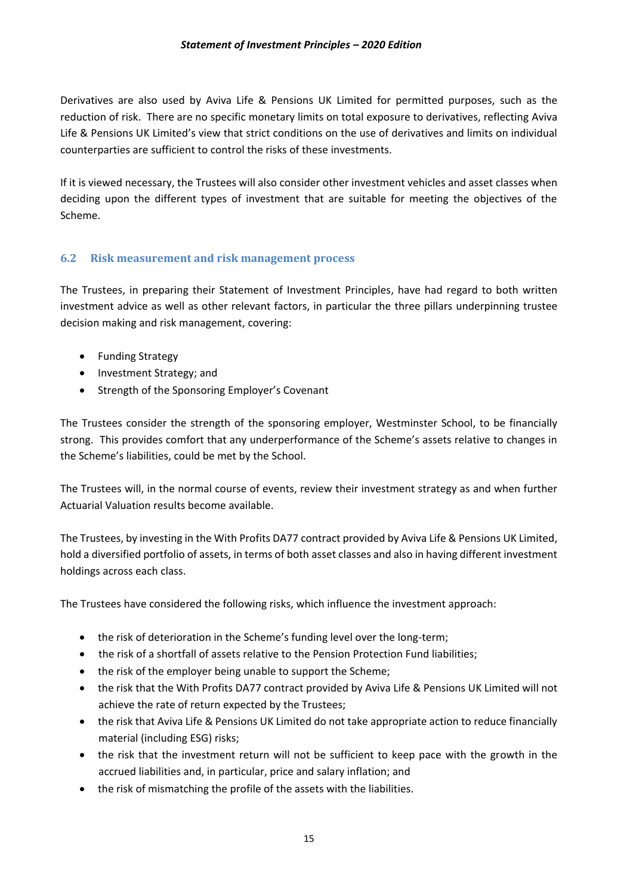Derivatives are also used by Aviva Life & Pensions UK Limited for permitted purposes, such as the reduction of risk. There are no specific monetary limits on total exposure to derivatives, reflecting Aviva Life & Pensions UK Limited's view that strict conditions on the use of derivatives and limits on individual counterparties are sufficient to control the risks of these investments.

If it is viewed necessary, the Trustees will also consider other investment vehicles and asset classes when deciding upon the different types of investment that are suitable for meeting the objectives of the Scheme.

### 6.2 Risk measurement and risk management process

The Trustees, in preparing their Statement of Investment Principles, have had regard to both written investment advice as well as other relevant factors, in particular the three pillars underpinning trustee decision making and risk management, covering:

- Funding Strategy
- Investment Strategy; and
- Strength of the Sponsoring Employer's Covenant

The Trustees consider the strength of the sponsoring employer, Westminster School, to be financially strong. This provides comfort that any underperformance of the Scheme's assets relative to changes in the Scheme's liabilities, could be met by the School.

The Trustees will, in the normal course of events, review their investment strategy as and when further Actuarial Valuation results become available.

The Trustees, by investing in the With Profits DA77 contract provided by Aviva Life & Pensions UK Limited, hold a diversified portfolio of assets, in terms of both asset classes and also in having different investment holdings across each class.

The Trustees have considered the following risks, which influence the investment approach:

- the risk of deterioration in the Scheme's funding level over the long-term;
- the risk of a shortfall of assets relative to the Pension Protection Fund liabilities;
- the risk of the employer being unable to support the Scheme;
- the risk that the With Profits DA77 contract provided by Aviva Life & Pensions UK Limited will not achieve the rate of return expected by the Trustees;
- the risk that Aviva Life & Pensions UK Limited do not take appropriate action to reduce financially material (including ESG) risks;
- the risk that the investment return will not be sufficient to keep pace with the growth in the accrued liabilities and, in particular, price and salary inflation; and
- the risk of mismatching the profile of the assets with the liabilities.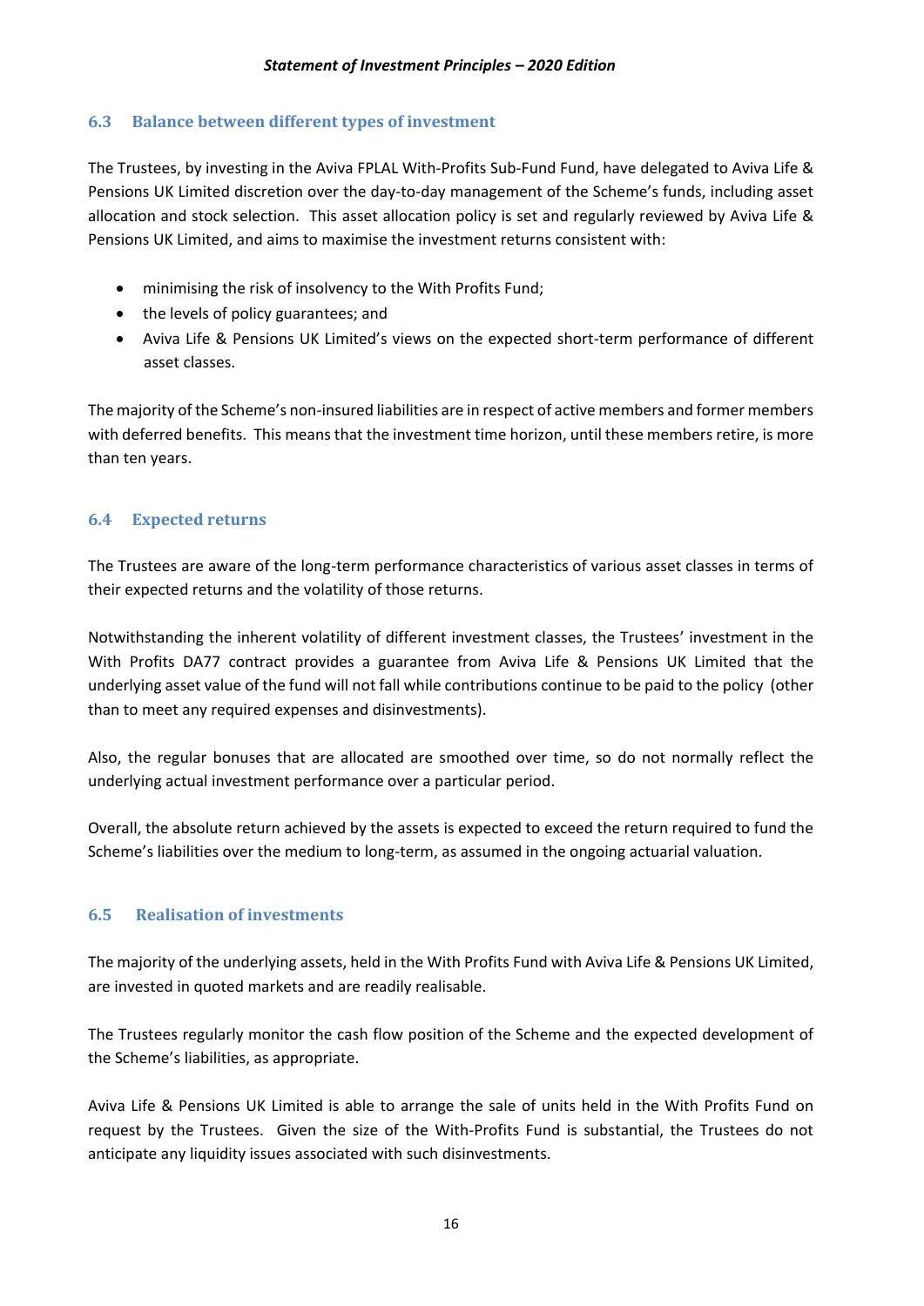### 6.3 Balance between different types of investment

The Trustees, by investing in the Aviva FPLAL With-Profits Sub-Fund Fund, have delegated to Aviva Life & Pensions UK Limited discretion over the day-to-day management of the Scheme's funds, including asset allocation and stock selection. This asset allocation policy is set and regularly reviewed by Aviva Life & Pensions UK Limited, and aims to maximise the investment returns consistent with:

- minimising the risk of insolvency to the With Profits Fund;
- the levels of policy guarantees; and
- Aviva Life & Pensions UK Limited's views on the expected short-term performance of different asset classes.

The majority of the Scheme's non-insured liabilities are in respect of active members and former members with deferred benefits. This means that the investment time horizon, until these members retire, is more than ten years.

### 6.4 Expected returns

The Trustees are aware of the long-term performance characteristics of various asset classes in terms of their expected returns and the volatility of those returns.

Notwithstanding the inherent volatility of different investment classes, the Trustees' investment in the With Profits DA77 contract provides a guarantee from Aviva Life & Pensions UK Limited that the underlying asset value of the fund will not fall while contributions continue to be paid to the policy (other than to meet any required expenses and disinvestments).

Also, the regular bonuses that are allocated are smoothed over time, so do not normally reflect the underlying actual investment performance over a particular period.

Overall, the absolute return achieved by the assets is expected to exceed the return required to fund the Scheme's liabilities over the medium to long-term, as assumed in the ongoing actuarial valuation.

### 6.5 Realisation of investments

The majority of the underlying assets, held in the With Profits Fund with Aviva Life & Pensions UK Limited, are invested in quoted markets and are readily realisable.

The Trustees regularly monitor the cash flow position of the Scheme and the expected development of the Scheme's liabilities, as appropriate.

Aviva Life & Pensions UK Limited is able to arrange the sale of units held in the With Profits Fund on request by the Trustees. Given the size of the With-Profits Fund is substantial, the Trustees do not anticipate any liquidity issues associated with such disinvestments.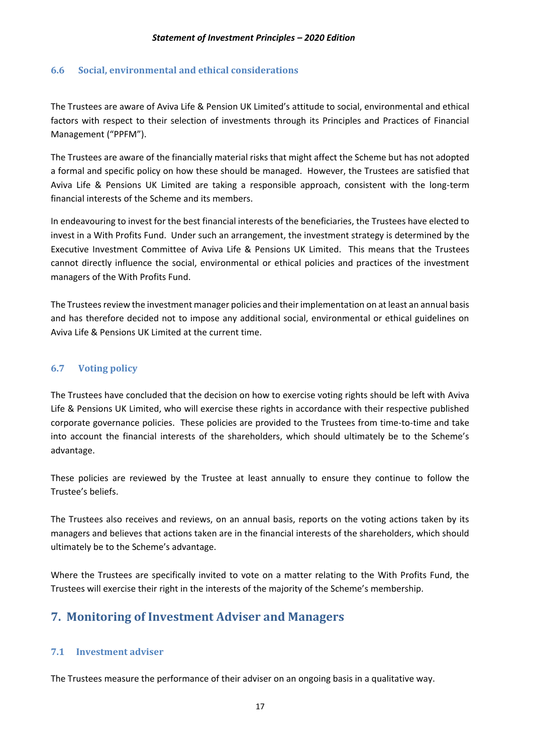### 6.6 Social, environmental and ethical considerations

The Trustees are aware of Aviva Life & Pension UK Limited's attitude to social, environmental and ethical factors with respect to their selection of investments through its Principles and Practices of Financial Management ("PPFM").

The Trustees are aware of the financially material risks that might affect the Scheme but has not adopted a formal and specific policy on how these should be managed. However, the Trustees are satisfied that Aviva Life & Pensions UK Limited are taking a responsible approach, consistent with the long-term financial interests of the Scheme and its members.

In endeavouring to invest for the best financial interests of the beneficiaries, the Trustees have elected to invest in a With Profits Fund. Under such an arrangement, the investment strategy is determined by the Executive Investment Committee of Aviva Life & Pensions UK Limited. This means that the Trustees cannot directly influence the social, environmental or ethical policies and practices of the investment managers of the With Profits Fund.

The Trustees review the investment manager policies and their implementation on at least an annual basis and has therefore decided not to impose any additional social, environmental or ethical guidelines on Aviva Life & Pensions UK Limited at the current time.

### 6.7 Voting policy

The Trustees have concluded that the decision on how to exercise voting rights should be left with Aviva Life & Pensions UK Limited, who will exercise these rights in accordance with their respective published corporate governance policies. These policies are provided to the Trustees from time-to-time and take into account the financial interests of the shareholders, which should ultimately be to the Scheme's advantage.

These policies are reviewed by the Trustee at least annually to ensure they continue to follow the Trustee's beliefs.

The Trustees also receives and reviews, on an annual basis, reports on the voting actions taken by its managers and believes that actions taken are in the financial interests of the shareholders, which should ultimately be to the Scheme's advantage.

Where the Trustees are specifically invited to vote on a matter relating to the With Profits Fund, the Trustees will exercise their right in the interests of the majority of the Scheme's membership.

## 7. Monitoring of Investment Adviser and Managers

### 7.1 Investment adviser

The Trustees measure the performance of their adviser on an ongoing basis in a qualitative way.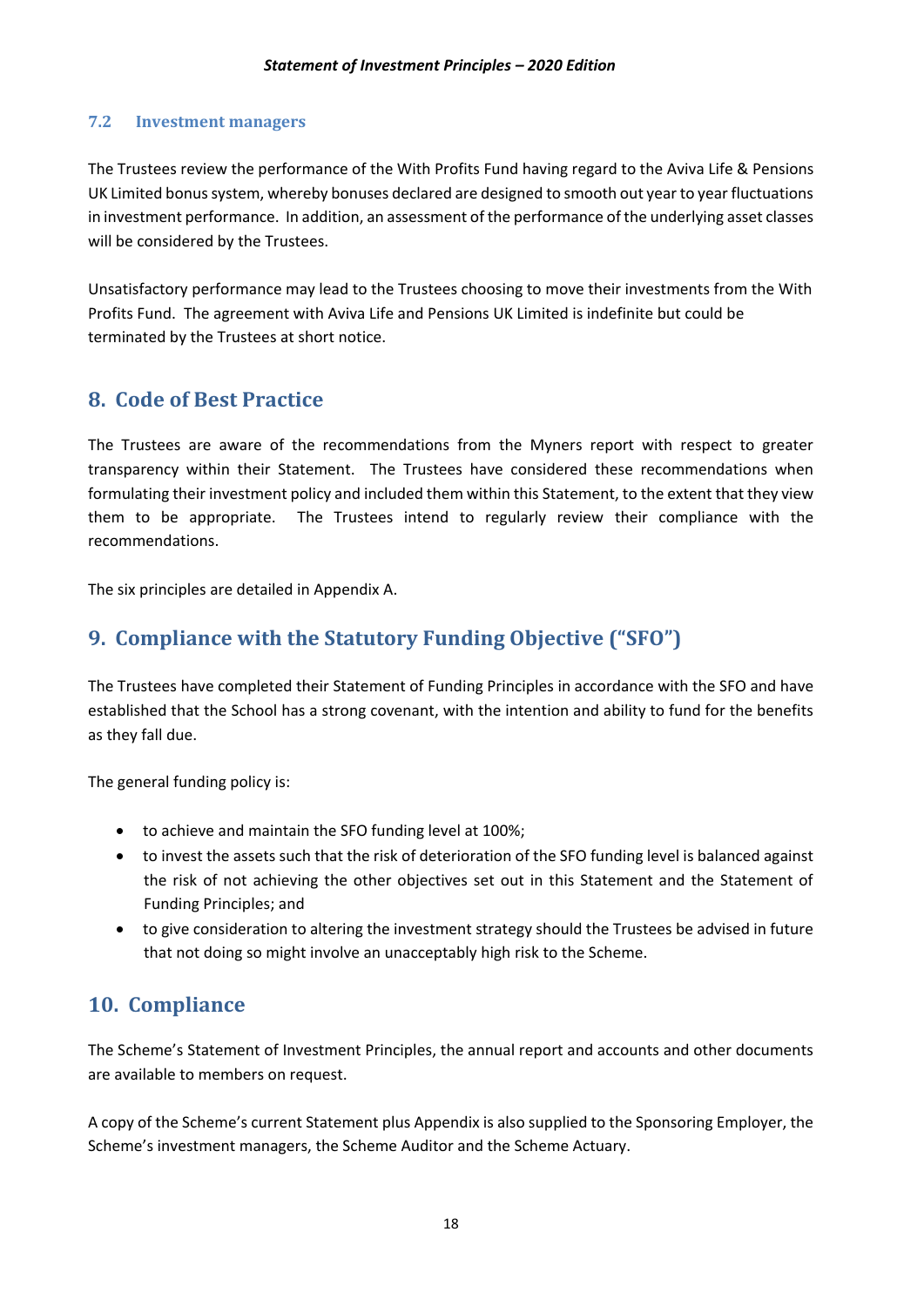### 7.2 Investment managers

The Trustees review the performance of the With Profits Fund having regard to the Aviva Life & Pensions UK Limited bonus system, whereby bonuses declared are designed to smooth out year to year fluctuations in investment performance. In addition, an assessment of the performance of the underlying asset classes will be considered by the Trustees.

Unsatisfactory performance may lead to the Trustees choosing to move their investments from the With Profits Fund. The agreement with Aviva Life and Pensions UK Limited is indefinite but could be terminated by the Trustees at short notice.

## 8. Code of Best Practice

The Trustees are aware of the recommendations from the Myners report with respect to greater transparency within their Statement. The Trustees have considered these recommendations when formulating their investment policy and included them within this Statement, to the extent that they view them to be appropriate. The Trustees intend to regularly review their compliance with the recommendations.

The six principles are detailed in Appendix A.

## 9. Compliance with the Statutory Funding Objective ("SFO")

The Trustees have completed their Statement of Funding Principles in accordance with the SFO and have established that the School has a strong covenant, with the intention and ability to fund for the benefits as they fall due.

The general funding policy is:

- to achieve and maintain the SFO funding level at 100%;
- to invest the assets such that the risk of deterioration of the SFO funding level is balanced against the risk of not achieving the other objectives set out in this Statement and the Statement of Funding Principles; and
- to give consideration to altering the investment strategy should the Trustees be advised in future that not doing so might involve an unacceptably high risk to the Scheme.

## 10. Compliance

The Scheme's Statement of Investment Principles, the annual report and accounts and other documents are available to members on request.

A copy of the Scheme's current Statement plus Appendix is also supplied to the Sponsoring Employer, the Scheme's investment managers, the Scheme Auditor and the Scheme Actuary.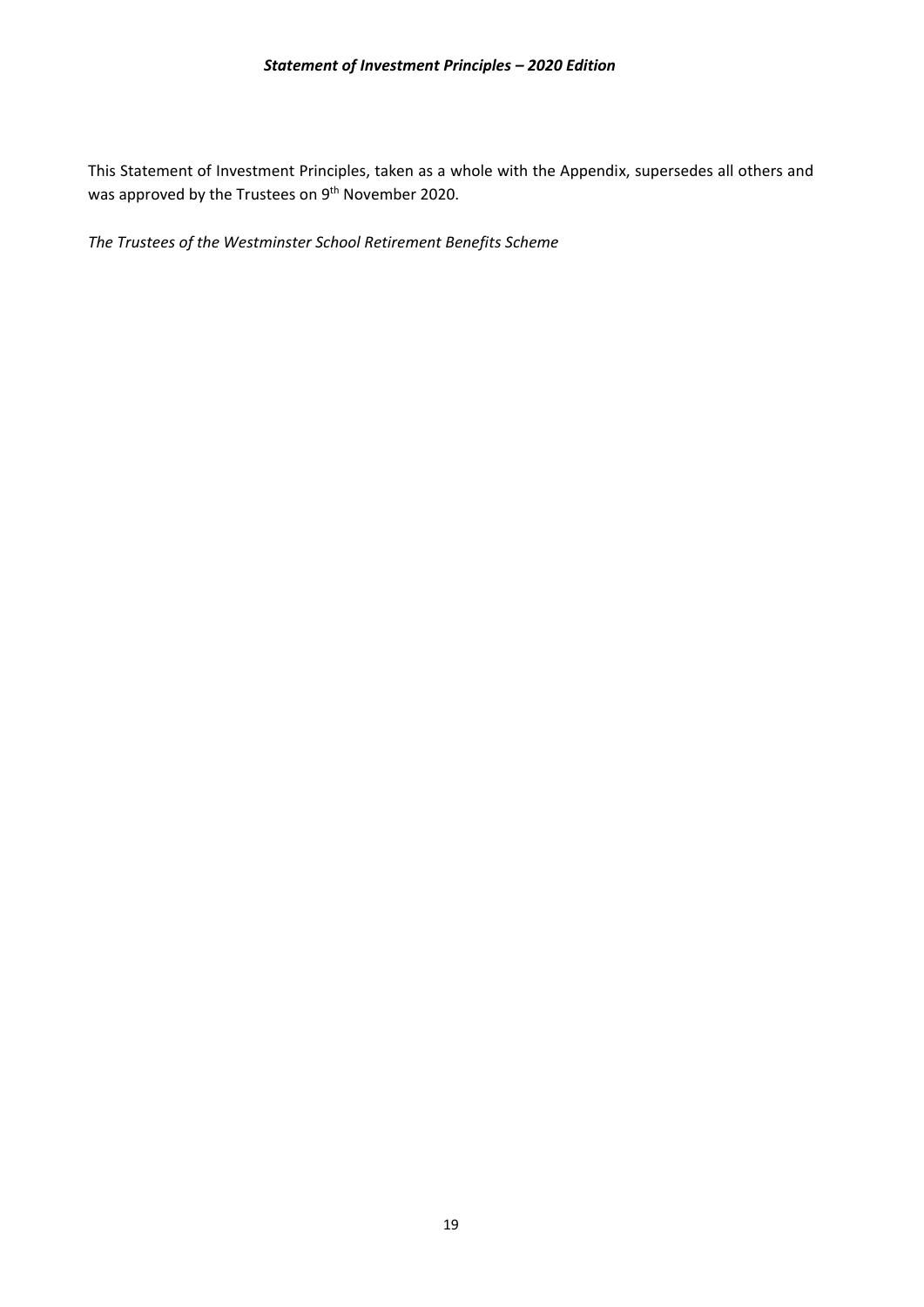This Statement of Investment Principles, taken as a whole with the Appendix, supersedes all others and was approved by the Trustees on 9th November 2020.

*The Trustees of the Westminster School Retirement Benefits Scheme*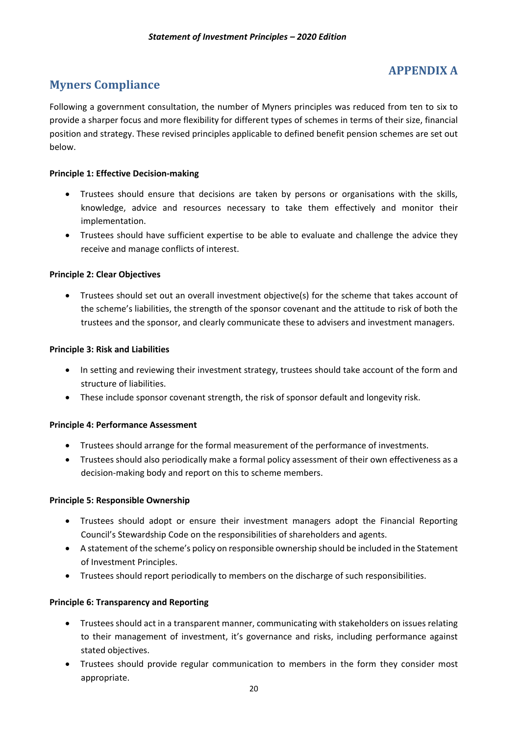# APPENDIX A

## Myners Compliance

Following a government consultation, the number of Myners principles was reduced from ten to six to provide a sharper focus and more flexibility for different types of schemes in terms of their size, financial position and strategy. These revised principles applicable to defined benefit pension schemes are set out below.

**Principle 1: Effective Decision-making**

- Trustees should ensure that decisions are taken by persons or organisations with the skills, knowledge, advice and resources necessary to take them effectively and monitor their implementation.
- Trustees should have sufficient expertise to be able to evaluate and challenge the advice they receive and manage conflicts of interest.

**Principle 2: Clear Objectives**

- Trustees should set out an overall investment objective(s) for the scheme that takes account of the scheme's liabilities, the strength of the sponsor covenant and the attitude to risk of both the trustees and the sponsor, and clearly communicate these to advisers and investment managers.

**Principle 3: Risk and Liabilities**

- In setting and reviewing their investment strategy, trustees should take account of the form and structure of liabilities.
- These include sponsor covenant strength, the risk of sponsor default and longevity risk.

**Principle 4: Performance Assessment**

- Trustees should arrange for the formal measurement of the performance of investments.
- Trustees should also periodically make a formal policy assessment of their own effectiveness as a decision-making body and report on this to scheme members.

**Principle 5: Responsible Ownership**

- Trustees should adopt or ensure their investment managers adopt the Financial Reporting Council's Stewardship Code on the responsibilities of shareholders and agents.
- A statement of the scheme's policy on responsible ownership should be included in the Statement of Investment Principles.
- Trustees should report periodically to members on the discharge of such responsibilities.

**Principle 6: Transparency and Reporting**

- Trustees should act in a transparent manner, communicating with stakeholders on issues relating to their management of investment, it's governance and risks, including performance against stated objectives.
- Trustees should provide regular communication to members in the form they consider most appropriate.